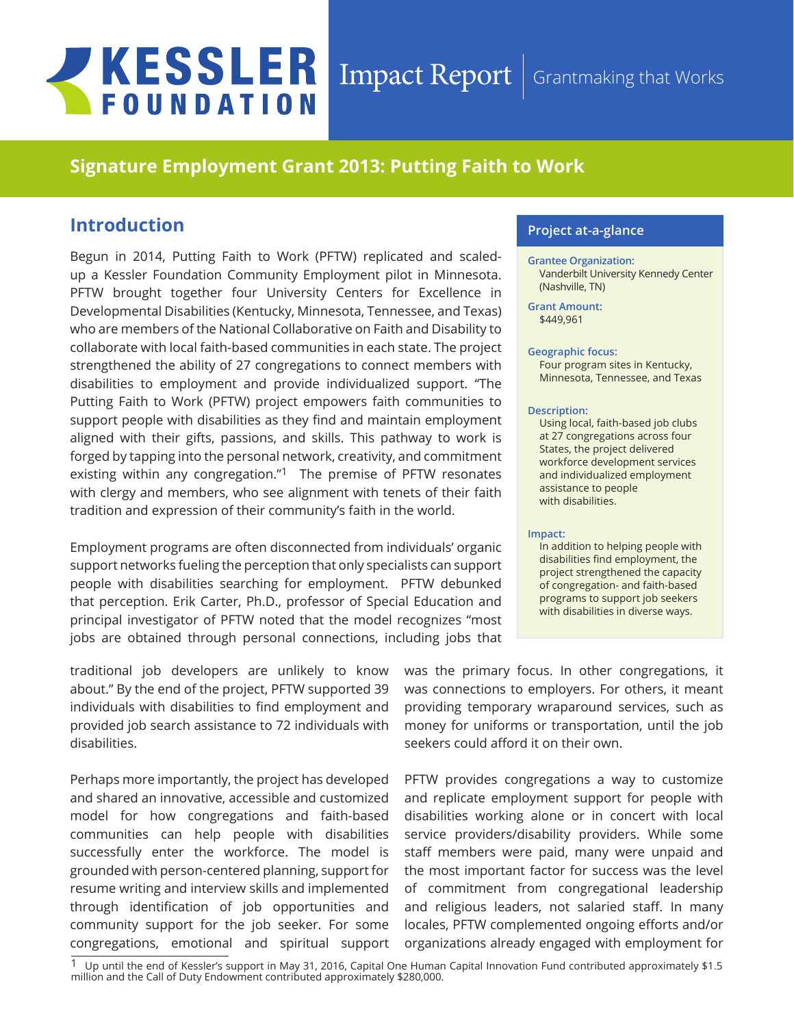# KESSLER FOUNDATION Impact Report | Grantmaking that Works

## Signature Employment Grant 2013: Putting Faith to Work

## Introduction

Begun in 2014, Putting Faith to Work (PFTW) replicated and scaled-up a Kessler Foundation Community Employment pilot in Minnesota. PFTW brought together four University Centers for Excellence in Developmental Disabilities (Kentucky, Minnesota, Tennessee, and Texas) who are members of the National Collaborative on Faith and Disability to collaborate with local faith-based communities in each state. The project strengthened the ability of 27 congregations to connect members with disabilities to employment and provide individualized support. "The Putting Faith to Work (PFTW) project empowers faith communities to support people with disabilities as they find and maintain employment aligned with their gifts, passions, and skills. This pathway to work is forged by tapping into the personal network, creativity, and commitment existing within any congregation."[1] The premise of PFTW resonates with clergy and members, who see alignment with tenets of their faith tradition and expression of their community's faith in the world.

Employment programs are often disconnected from individuals' organic support networks fueling the perception that only specialists can support people with disabilities searching for employment. PFTW debunked that perception. Erik Carter, Ph.D., professor of Special Education and principal investigator of PFTW noted that the model recognizes "most jobs are obtained through personal connections, including jobs that traditional job developers are unlikely to know about." By the end of the project, PFTW supported 39 individuals with disabilities to find employment and provided job search assistance to 72 individuals with disabilities.

Perhaps more importantly, the project has developed and shared an innovative, accessible and customized model for how congregations and faith-based communities can help people with disabilities successfully enter the workforce. The model is grounded with person-centered planning, support for resume writing and interview skills and implemented through identification of job opportunities and community support for the job seeker. For some congregations, emotional and spiritual support was the primary focus. In other congregations, it was connections to employers. For others, it meant providing temporary wraparound services, such as money for uniforms or transportation, until the job seekers could afford it on their own.

PFTW provides congregations a way to customize and replicate employment support for people with disabilities working alone or in concert with local service providers/disability providers. While some staff members were paid, many were unpaid and the most important factor for success was the level of commitment from congregational leadership and religious leaders, not salaried staff. In many locales, PFTW complemented ongoing efforts and/or organizations already engaged with employment for

### Project at-a-glance

**Grantee Organization:**
Vanderbilt University Kennedy Center (Nashville, TN)

**Grant Amount:**
$449,961

**Geographic focus:**
Four program sites in Kentucky, Minnesota, Tennessee, and Texas

**Description:**
Using local, faith-based job clubs at 27 congregations across four States, the project delivered workforce development services and individualized employment assistance to people with disabilities.

**Impact:**
In addition to helping people with disabilities find employment, the project strengthened the capacity of congregation- and faith-based programs to support job seekers with disabilities in diverse ways.

---

[1] Up until the end of Kessler's support in May 31, 2016, Capital One Human Capital Innovation Fund contributed approximately $1.5 million and the Call of Duty Endowment contributed approximately $280,000.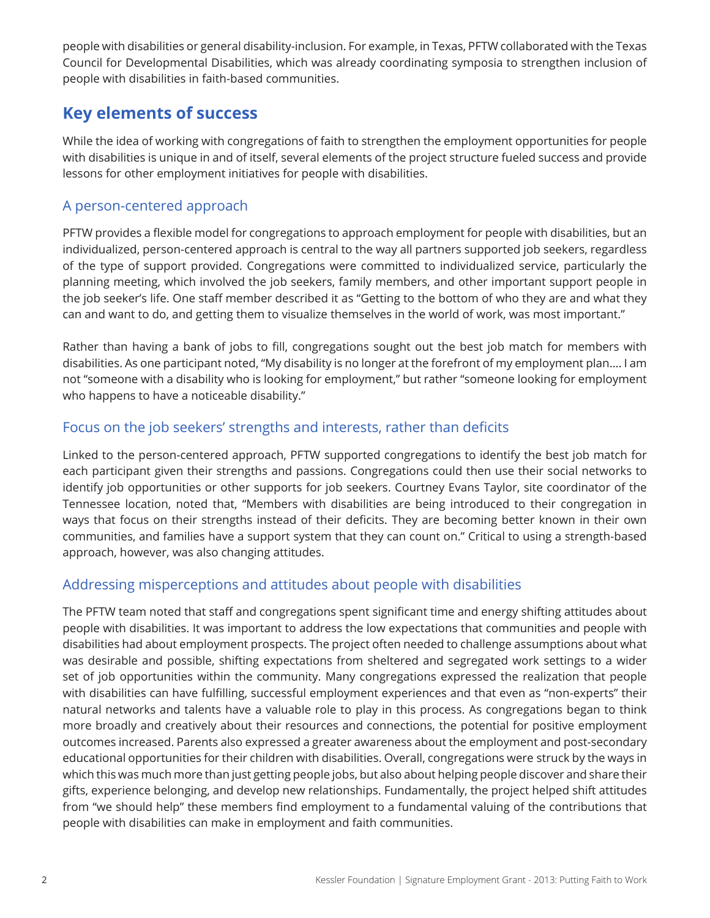people with disabilities or general disability-inclusion. For example, in Texas, PFTW collaborated with the Texas Council for Developmental Disabilities, which was already coordinating symposia to strengthen inclusion of people with disabilities in faith-based communities.

## Key elements of success

While the idea of working with congregations of faith to strengthen the employment opportunities for people with disabilities is unique in and of itself, several elements of the project structure fueled success and provide lessons for other employment initiatives for people with disabilities.

### A person-centered approach

PFTW provides a flexible model for congregations to approach employment for people with disabilities, but an individualized, person-centered approach is central to the way all partners supported job seekers, regardless of the type of support provided. Congregations were committed to individualized service, particularly the planning meeting, which involved the job seekers, family members, and other important support people in the job seeker's life. One staff member described it as "Getting to the bottom of who they are and what they can and want to do, and getting them to visualize themselves in the world of work, was most important."

Rather than having a bank of jobs to fill, congregations sought out the best job match for members with disabilities. As one participant noted, "My disability is no longer at the forefront of my employment plan.... I am not "someone with a disability who is looking for employment," but rather "someone looking for employment who happens to have a noticeable disability."

### Focus on the job seekers' strengths and interests, rather than deficits

Linked to the person-centered approach, PFTW supported congregations to identify the best job match for each participant given their strengths and passions. Congregations could then use their social networks to identify job opportunities or other supports for job seekers. Courtney Evans Taylor, site coordinator of the Tennessee location, noted that, "Members with disabilities are being introduced to their congregation in ways that focus on their strengths instead of their deficits. They are becoming better known in their own communities, and families have a support system that they can count on." Critical to using a strength-based approach, however, was also changing attitudes.

### Addressing misperceptions and attitudes about people with disabilities

The PFTW team noted that staff and congregations spent significant time and energy shifting attitudes about people with disabilities. It was important to address the low expectations that communities and people with disabilities had about employment prospects. The project often needed to challenge assumptions about what was desirable and possible, shifting expectations from sheltered and segregated work settings to a wider set of job opportunities within the community. Many congregations expressed the realization that people with disabilities can have fulfilling, successful employment experiences and that even as "non-experts" their natural networks and talents have a valuable role to play in this process. As congregations began to think more broadly and creatively about their resources and connections, the potential for positive employment outcomes increased. Parents also expressed a greater awareness about the employment and post-secondary educational opportunities for their children with disabilities. Overall, congregations were struck by the ways in which this was much more than just getting people jobs, but also about helping people discover and share their gifts, experience belonging, and develop new relationships. Fundamentally, the project helped shift attitudes from "we should help" these members find employment to a fundamental valuing of the contributions that people with disabilities can make in employment and faith communities.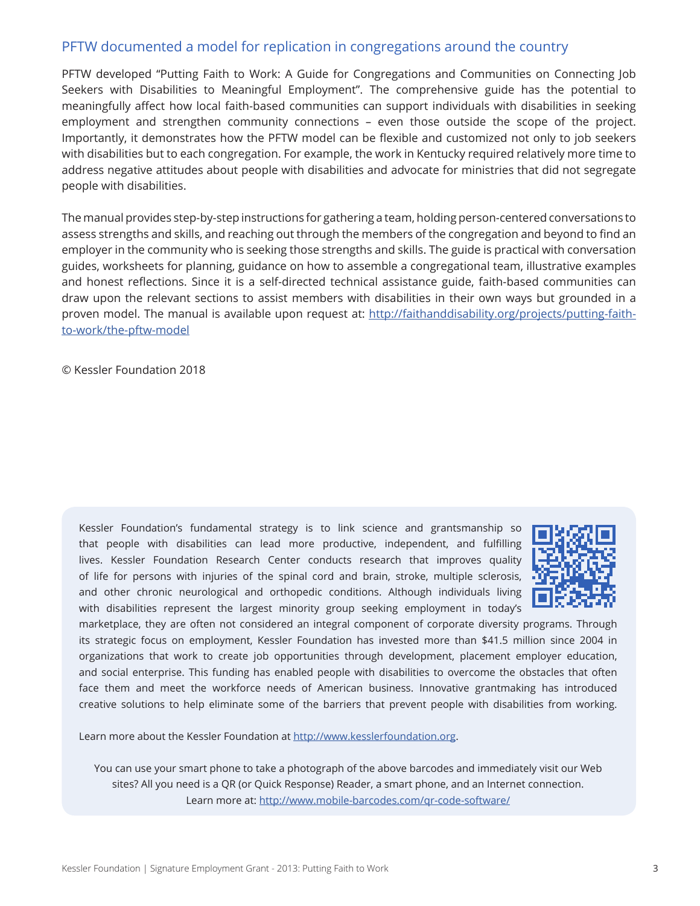## PFTW documented a model for replication in congregations around the country

PFTW developed "Putting Faith to Work: A Guide for Congregations and Communities on Connecting Job Seekers with Disabilities to Meaningful Employment". The comprehensive guide has the potential to meaningfully affect how local faith-based communities can support individuals with disabilities in seeking employment and strengthen community connections – even those outside the scope of the project. Importantly, it demonstrates how the PFTW model can be flexible and customized not only to job seekers with disabilities but to each congregation. For example, the work in Kentucky required relatively more time to address negative attitudes about people with disabilities and advocate for ministries that did not segregate people with disabilities.

The manual provides step-by-step instructions for gathering a team, holding person-centered conversations to assess strengths and skills, and reaching out through the members of the congregation and beyond to find an employer in the community who is seeking those strengths and skills. The guide is practical with conversation guides, worksheets for planning, guidance on how to assemble a congregational team, illustrative examples and honest reflections. Since it is a self-directed technical assistance guide, faith-based communities can draw upon the relevant sections to assist members with disabilities in their own ways but grounded in a proven model. The manual is available upon request at: [http://faithanddisability.org/projects/putting-faith-to-work/the-pftw-model](http://faithanddisability.org/projects/putting-faith-to-work/the-pftw-model)

© Kessler Foundation 2018

Kessler Foundation's fundamental strategy is to link science and grantsmanship so that people with disabilities can lead more productive, independent, and fulfilling lives. Kessler Foundation Research Center conducts research that improves quality of life for persons with injuries of the spinal cord and brain, stroke, multiple sclerosis, and other chronic neurological and orthopedic conditions. Although individuals living with disabilities represent the largest minority group seeking employment in today's marketplace, they are often not considered an integral component of corporate diversity programs. Through its strategic focus on employment, Kessler Foundation has invested more than $41.5 million since 2004 in organizations that work to create job opportunities through development, placement employer education, and social enterprise. This funding has enabled people with disabilities to overcome the obstacles that often face them and meet the workforce needs of American business. Innovative grantmaking has introduced creative solutions to help eliminate some of the barriers that prevent people with disabilities from working.

Learn more about the Kessler Foundation at [http://www.kesslerfoundation.org](http://www.kesslerfoundation.org).

You can use your smart phone to take a photograph of the above barcodes and immediately visit our Web sites? All you need is a QR (or Quick Response) Reader, a smart phone, and an Internet connection. Learn more at: [http://www.mobile-barcodes.com/qr-code-software/](http://www.mobile-barcodes.com/qr-code-software/)